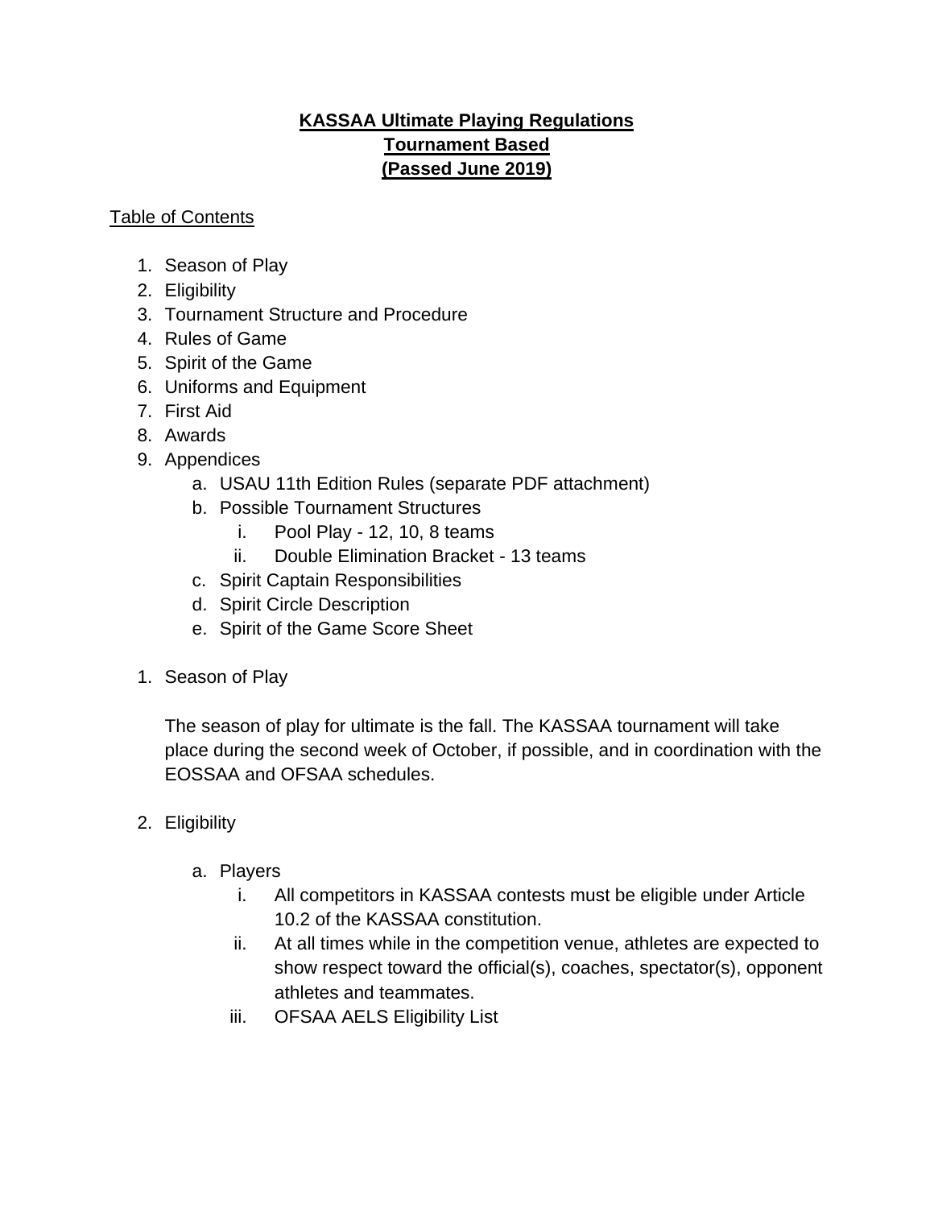# **KASSAA Ultimate Playing Regulations**
## **Tournament Based**
## **(Passed June 2019)**

Table of Contents

1. Season of Play
2. Eligibility
3. Tournament Structure and Procedure
4. Rules of Game
5. Spirit of the Game
6. Uniforms and Equipment
7. First Aid
8. Awards
9. Appendices
    a. USAU 11th Edition Rules (separate PDF attachment)
    b. Possible Tournament Structures
        i. Pool Play - 12, 10, 8 teams
        ii. Double Elimination Bracket - 13 teams
    c. Spirit Captain Responsibilities
    d. Spirit Circle Description
    e. Spirit of the Game Score Sheet

1. Season of Play

   The season of play for ultimate is the fall. The KASSAA tournament will take place during the second week of October, if possible, and in coordination with the EOSSAA and OFSAA schedules.

2. Eligibility

    a. Players
        i. All competitors in KASSAA contests must be eligible under Article 10.2 of the KASSAA constitution.
        ii. At all times while in the competition venue, athletes are expected to show respect toward the official(s), coaches, spectator(s), opponent athletes and teammates.
        iii. OFSAA AELS Eligibility List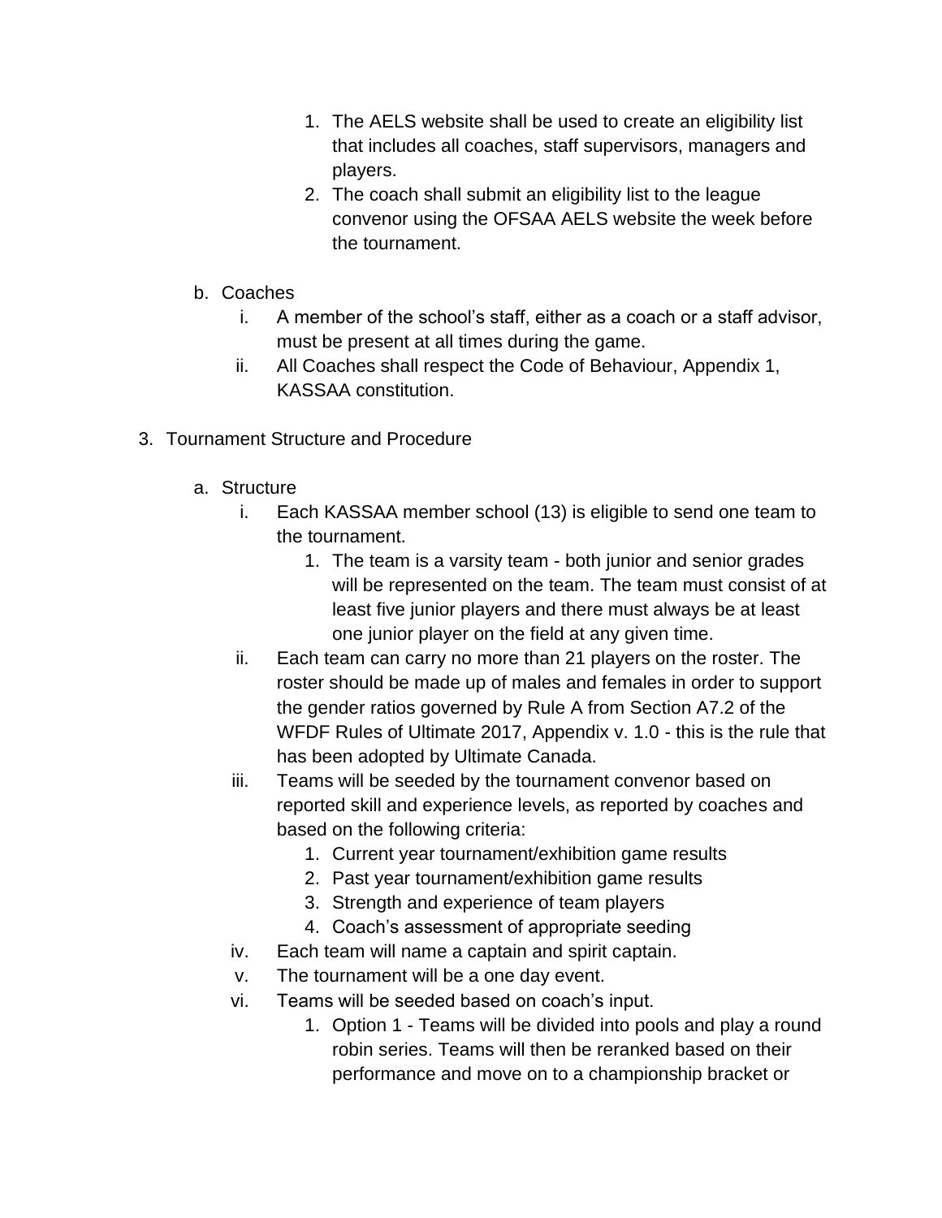1. The AELS website shall be used to create an eligibility list that includes all coaches, staff supervisors, managers and players.
2. The coach shall submit an eligibility list to the league convenor using the OFSAA AELS website the week before the tournament.

b. Coaches

   i. A member of the school's staff, either as a coach or a staff advisor, must be present at all times during the game.

   ii. All Coaches shall respect the Code of Behaviour, Appendix 1, KASSAA constitution.

3. Tournament Structure and Procedure

   a. Structure

      i. Each KASSAA member school (13) is eligible to send one team to the tournament.
         1. The team is a varsity team - both junior and senior grades will be represented on the team. The team must consist of at least five junior players and there must always be at least one junior player on the field at any given time.

      ii. Each team can carry no more than 21 players on the roster. The roster should be made up of males and females in order to support the gender ratios governed by Rule A from Section A7.2 of the WFDF Rules of Ultimate 2017, Appendix v. 1.0 - this is the rule that has been adopted by Ultimate Canada.

      iii. Teams will be seeded by the tournament convenor based on reported skill and experience levels, as reported by coaches and based on the following criteria:
         1. Current year tournament/exhibition game results
         2. Past year tournament/exhibition game results
         3. Strength and experience of team players
         4. Coach's assessment of appropriate seeding

      iv. Each team will name a captain and spirit captain.

      v. The tournament will be a one day event.

      vi. Teams will be seeded based on coach's input.
         1. Option 1 - Teams will be divided into pools and play a round robin series. Teams will then be reranked based on their performance and move on to a championship bracket or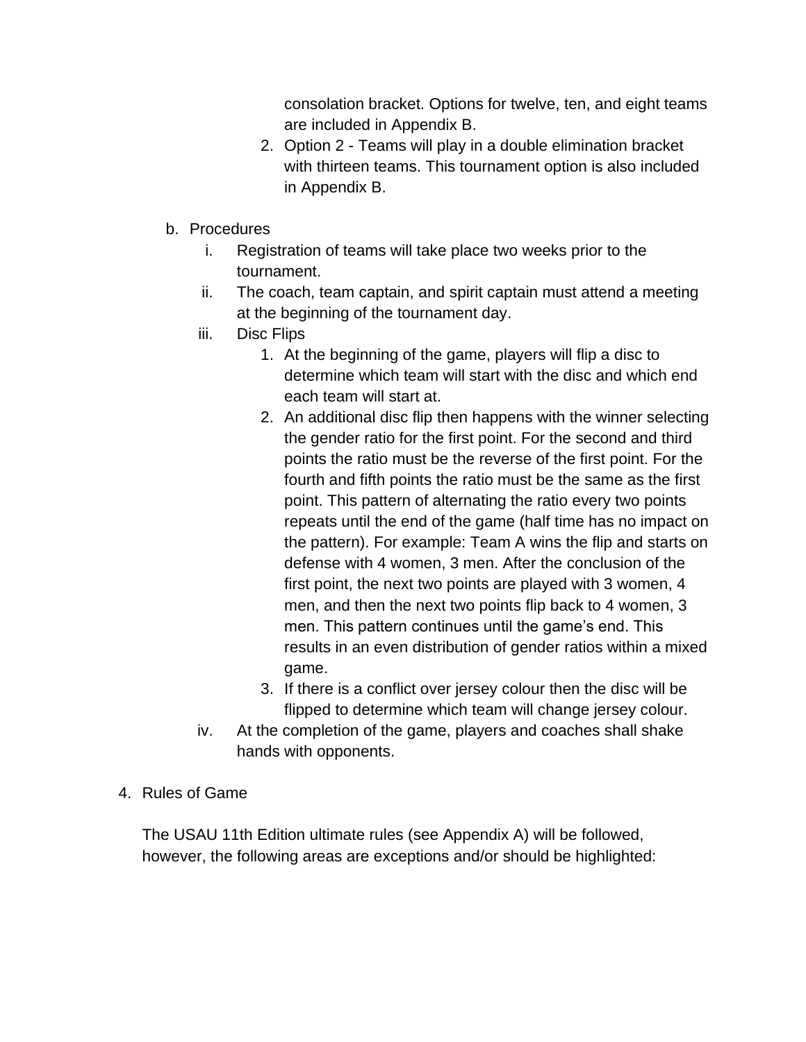consolation bracket. Options for twelve, ten, and eight teams are included in Appendix B.

2. Option 2 - Teams will play in a double elimination bracket with thirteen teams. This tournament option is also included in Appendix B.

b. Procedures
   i. Registration of teams will take place two weeks prior to the tournament.
   ii. The coach, team captain, and spirit captain must attend a meeting at the beginning of the tournament day.
   iii. Disc Flips
      1. At the beginning of the game, players will flip a disc to determine which team will start with the disc and which end each team will start at.
      2. An additional disc flip then happens with the winner selecting the gender ratio for the first point. For the second and third points the ratio must be the reverse of the first point. For the fourth and fifth points the ratio must be the same as the first point. This pattern of alternating the ratio every two points repeats until the end of the game (half time has no impact on the pattern). For example: Team A wins the flip and starts on defense with 4 women, 3 men. After the conclusion of the first point, the next two points are played with 3 women, 4 men, and then the next two points flip back to 4 women, 3 men. This pattern continues until the game's end. This results in an even distribution of gender ratios within a mixed game.
      3. If there is a conflict over jersey colour then the disc will be flipped to determine which team will change jersey colour.
   iv. At the completion of the game, players and coaches shall shake hands with opponents.

4. Rules of Game

   The USAU 11th Edition ultimate rules (see Appendix A) will be followed, however, the following areas are exceptions and/or should be highlighted: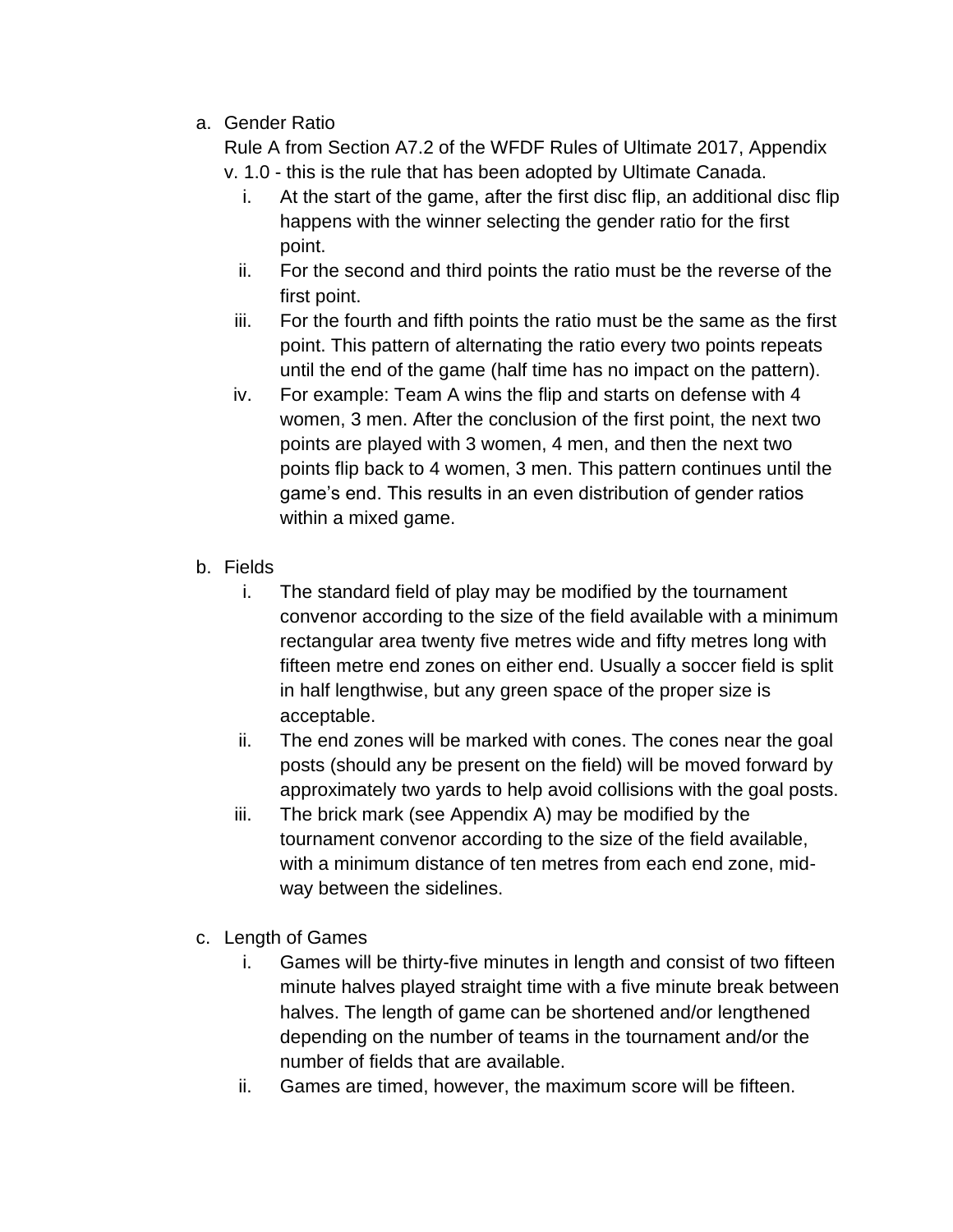a. Gender Ratio

   Rule A from Section A7.2 of the WFDF Rules of Ultimate 2017, Appendix v. 1.0 - this is the rule that has been adopted by Ultimate Canada.

   i. At the start of the game, after the first disc flip, an additional disc flip happens with the winner selecting the gender ratio for the first point.
   ii. For the second and third points the ratio must be the reverse of the first point.
   iii. For the fourth and fifth points the ratio must be the same as the first point. This pattern of alternating the ratio every two points repeats until the end of the game (half time has no impact on the pattern).
   iv. For example: Team A wins the flip and starts on defense with 4 women, 3 men. After the conclusion of the first point, the next two points are played with 3 women, 4 men, and then the next two points flip back to 4 women, 3 men. This pattern continues until the game's end. This results in an even distribution of gender ratios within a mixed game.

b. Fields

   i. The standard field of play may be modified by the tournament convenor according to the size of the field available with a minimum rectangular area twenty five metres wide and fifty metres long with fifteen metre end zones on either end. Usually a soccer field is split in half lengthwise, but any green space of the proper size is acceptable.
   ii. The end zones will be marked with cones. The cones near the goal posts (should any be present on the field) will be moved forward by approximately two yards to help avoid collisions with the goal posts.
   iii. The brick mark (see Appendix A) may be modified by the tournament convenor according to the size of the field available, with a minimum distance of ten metres from each end zone, mid-way between the sidelines.

c. Length of Games

   i. Games will be thirty-five minutes in length and consist of two fifteen minute halves played straight time with a five minute break between halves. The length of game can be shortened and/or lengthened depending on the number of teams in the tournament and/or the number of fields that are available.
   ii. Games are timed, however, the maximum score will be fifteen.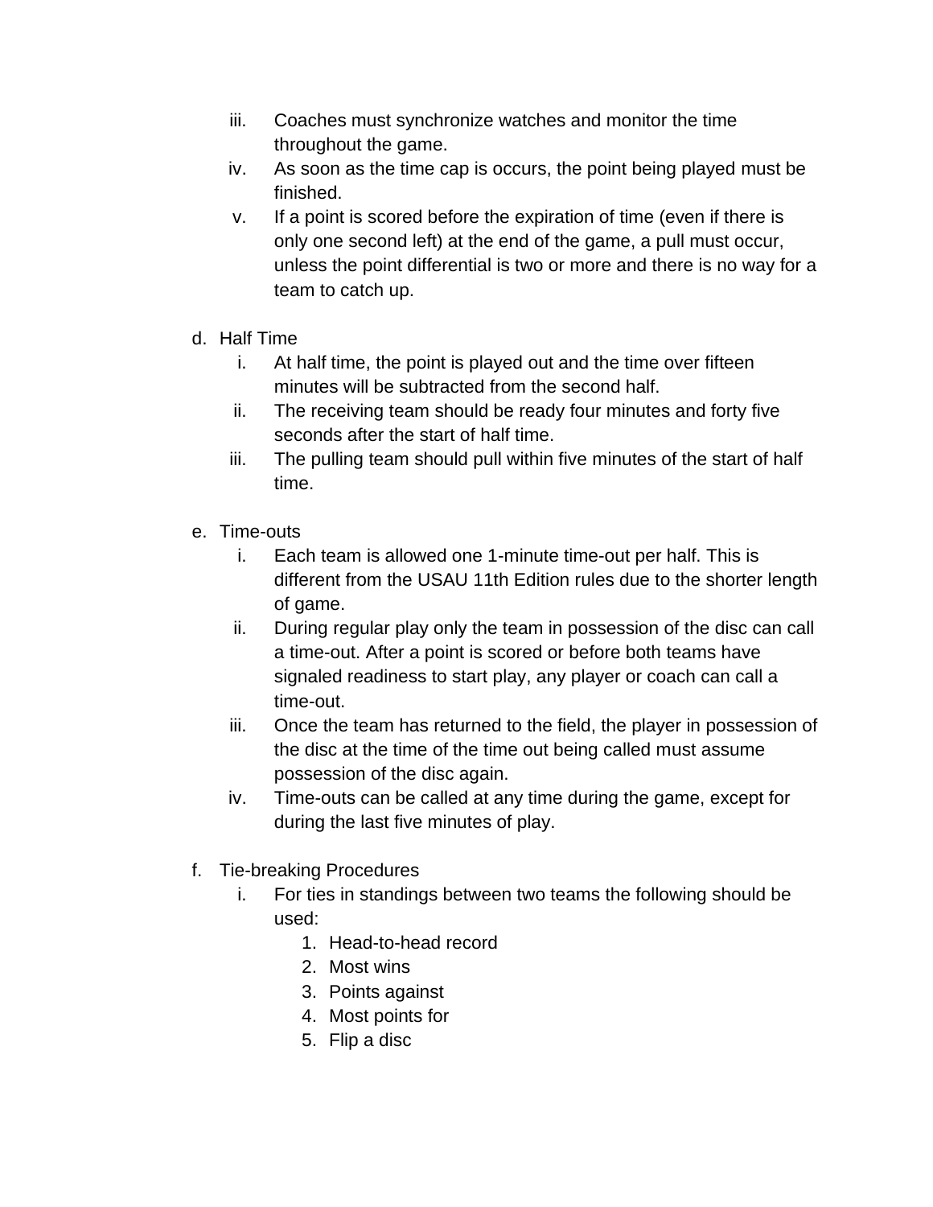iii. Coaches must synchronize watches and monitor the time throughout the game.
   iv. As soon as the time cap is occurs, the point being played must be finished.
   v. If a point is scored before the expiration of time (even if there is only one second left) at the end of the game, a pull must occur, unless the point differential is two or more and there is no way for a team to catch up.

d. Half Time
   i. At half time, the point is played out and the time over fifteen minutes will be subtracted from the second half.
   ii. The receiving team should be ready four minutes and forty five seconds after the start of half time.
   iii. The pulling team should pull within five minutes of the start of half time.

e. Time-outs
   i. Each team is allowed one 1-minute time-out per half. This is different from the USAU 11th Edition rules due to the shorter length of game.
   ii. During regular play only the team in possession of the disc can call a time-out. After a point is scored or before both teams have signaled readiness to start play, any player or coach can call a time-out.
   iii. Once the team has returned to the field, the player in possession of the disc at the time of the time out being called must assume possession of the disc again.
   iv. Time-outs can be called at any time during the game, except for during the last five minutes of play.

f. Tie-breaking Procedures
   i. For ties in standings between two teams the following should be used:
      1. Head-to-head record
      2. Most wins
      3. Points against
      4. Most points for
      5. Flip a disc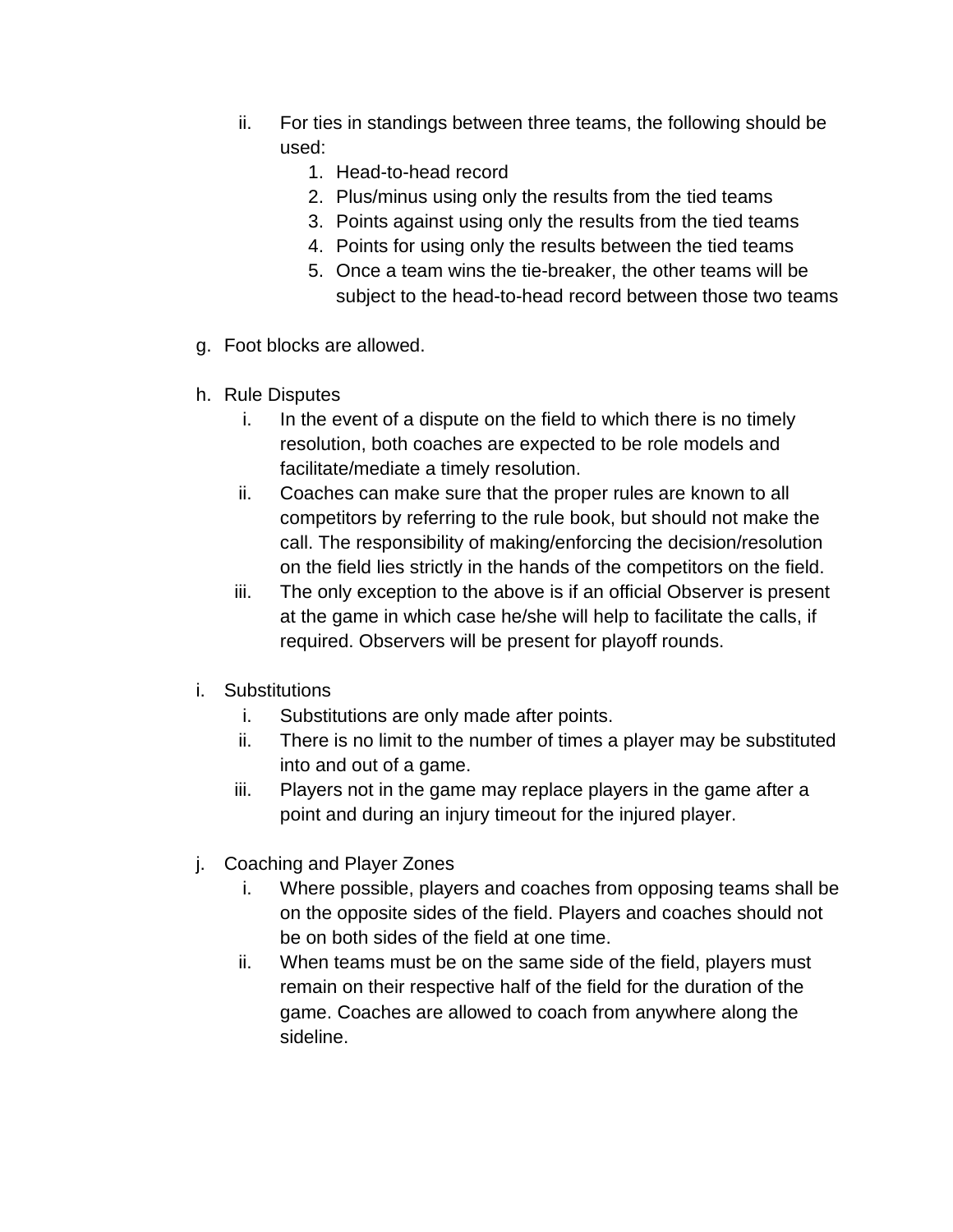ii. For ties in standings between three teams, the following should be used:
      1. Head-to-head record
      2. Plus/minus using only the results from the tied teams
      3. Points against using only the results from the tied teams
      4. Points for using only the results between the tied teams
      5. Once a team wins the tie-breaker, the other teams will be subject to the head-to-head record between those two teams

g. Foot blocks are allowed.

h. Rule Disputes
   i. In the event of a dispute on the field to which there is no timely resolution, both coaches are expected to be role models and facilitate/mediate a timely resolution.
   ii. Coaches can make sure that the proper rules are known to all competitors by referring to the rule book, but should not make the call. The responsibility of making/enforcing the decision/resolution on the field lies strictly in the hands of the competitors on the field.
   iii. The only exception to the above is if an official Observer is present at the game in which case he/she will help to facilitate the calls, if required. Observers will be present for playoff rounds.

i. Substitutions
   i. Substitutions are only made after points.
   ii. There is no limit to the number of times a player may be substituted into and out of a game.
   iii. Players not in the game may replace players in the game after a point and during an injury timeout for the injured player.

j. Coaching and Player Zones
   i. Where possible, players and coaches from opposing teams shall be on the opposite sides of the field. Players and coaches should not be on both sides of the field at one time.
   ii. When teams must be on the same side of the field, players must remain on their respective half of the field for the duration of the game. Coaches are allowed to coach from anywhere along the sideline.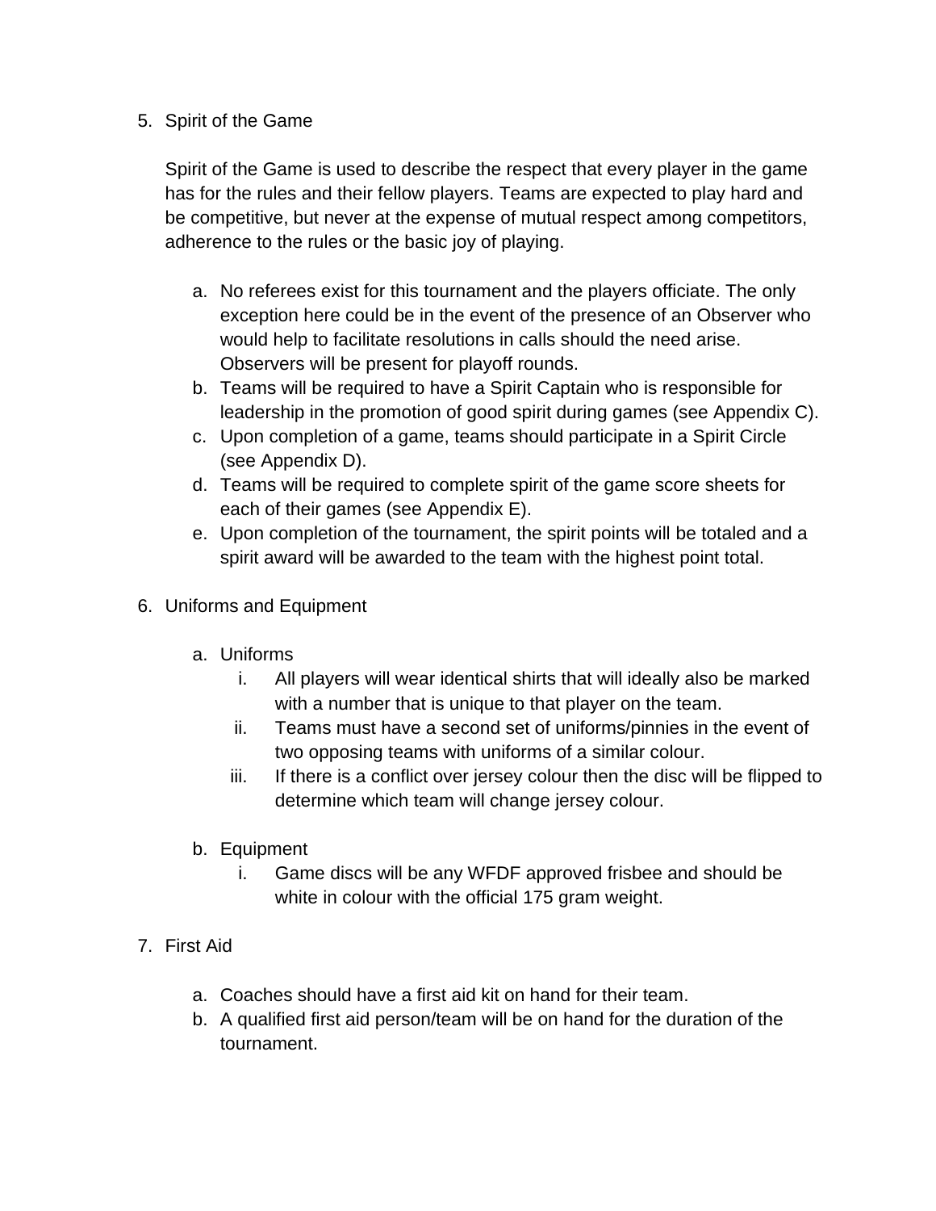5. Spirit of the Game

   Spirit of the Game is used to describe the respect that every player in the game has for the rules and their fellow players. Teams are expected to play hard and be competitive, but never at the expense of mutual respect among competitors, adherence to the rules or the basic joy of playing.

   a. No referees exist for this tournament and the players officiate. The only exception here could be in the event of the presence of an Observer who would help to facilitate resolutions in calls should the need arise. Observers will be present for playoff rounds.
   b. Teams will be required to have a Spirit Captain who is responsible for leadership in the promotion of good spirit during games (see Appendix C).
   c. Upon completion of a game, teams should participate in a Spirit Circle (see Appendix D).
   d. Teams will be required to complete spirit of the game score sheets for each of their games (see Appendix E).
   e. Upon completion of the tournament, the spirit points will be totaled and a spirit award will be awarded to the team with the highest point total.

6. Uniforms and Equipment

   a. Uniforms
      i. All players will wear identical shirts that will ideally also be marked with a number that is unique to that player on the team.
      ii. Teams must have a second set of uniforms/pinnies in the event of two opposing teams with uniforms of a similar colour.
      iii. If there is a conflict over jersey colour then the disc will be flipped to determine which team will change jersey colour.

   b. Equipment
      i. Game discs will be any WFDF approved frisbee and should be white in colour with the official 175 gram weight.

7. First Aid

   a. Coaches should have a first aid kit on hand for their team.
   b. A qualified first aid person/team will be on hand for the duration of the tournament.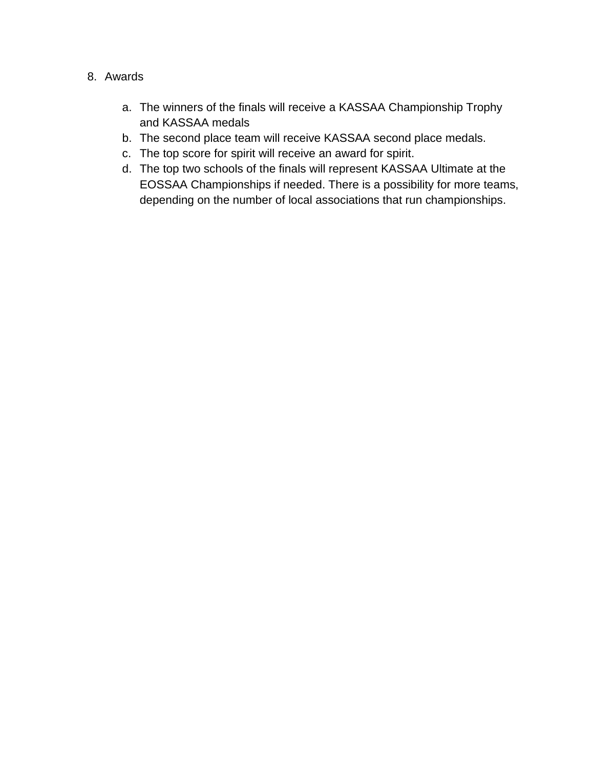8. Awards

    a. The winners of the finals will receive a KASSAA Championship Trophy and KASSAA medals
    b. The second place team will receive KASSAA second place medals.
    c. The top score for spirit will receive an award for spirit.
    d. The top two schools of the finals will represent KASSAA Ultimate at the EOSSAA Championships if needed. There is a possibility for more teams, depending on the number of local associations that run championships.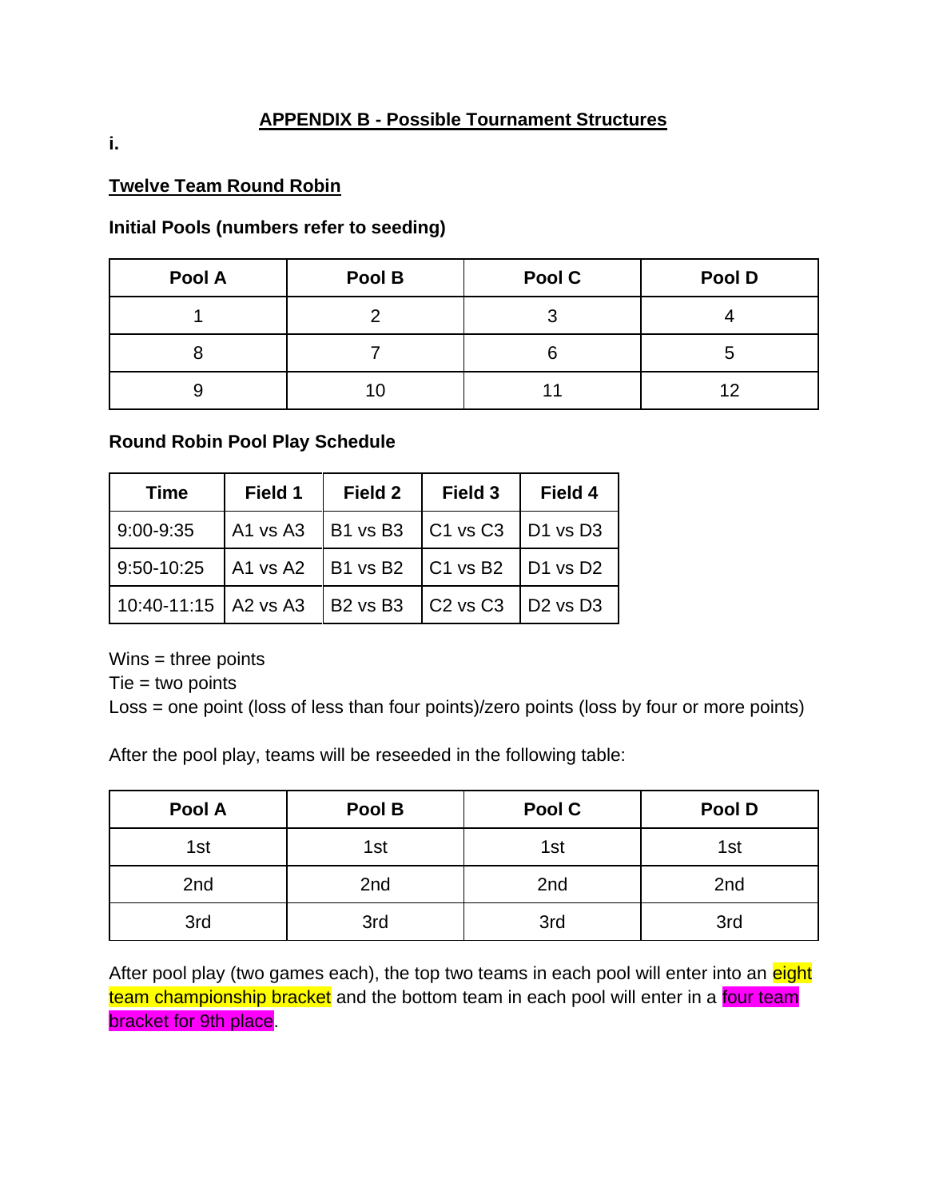## APPENDIX B - Possible Tournament Structures

**i.**

### Twelve Team Round Robin

**Initial Pools (numbers refer to seeding)**

| Pool A | Pool B | Pool C | Pool D |
|---|---|---|---|
| 1 | 2 | 3 | 4 |
| 8 | 7 | 6 | 5 |
| 9 | 10 | 11 | 12 |

**Round Robin Pool Play Schedule**

| Time | Field 1 | Field 2 | Field 3 | Field 4 |
|---|---|---|---|---|
| 9:00-9:35 | A1 vs A3 | B1 vs B3 | C1 vs C3 | D1 vs D3 |
| 9:50-10:25 | A1 vs A2 | B1 vs B2 | C1 vs B2 | D1 vs D2 |
| 10:40-11:15 | A2 vs A3 | B2 vs B3 | C2 vs C3 | D2 vs D3 |

Wins = three points
Tie = two points
Loss = one point (loss of less than four points)/zero points (loss by four or more points)

After the pool play, teams will be reseeded in the following table:

| Pool A | Pool B | Pool C | Pool D |
|---|---|---|---|
| 1st | 1st | 1st | 1st |
| 2nd | 2nd | 2nd | 2nd |
| 3rd | 3rd | 3rd | 3rd |

After pool play (two games each), the top two teams in each pool will enter into an eight team championship bracket and the bottom team in each pool will enter in a four team bracket for 9th place.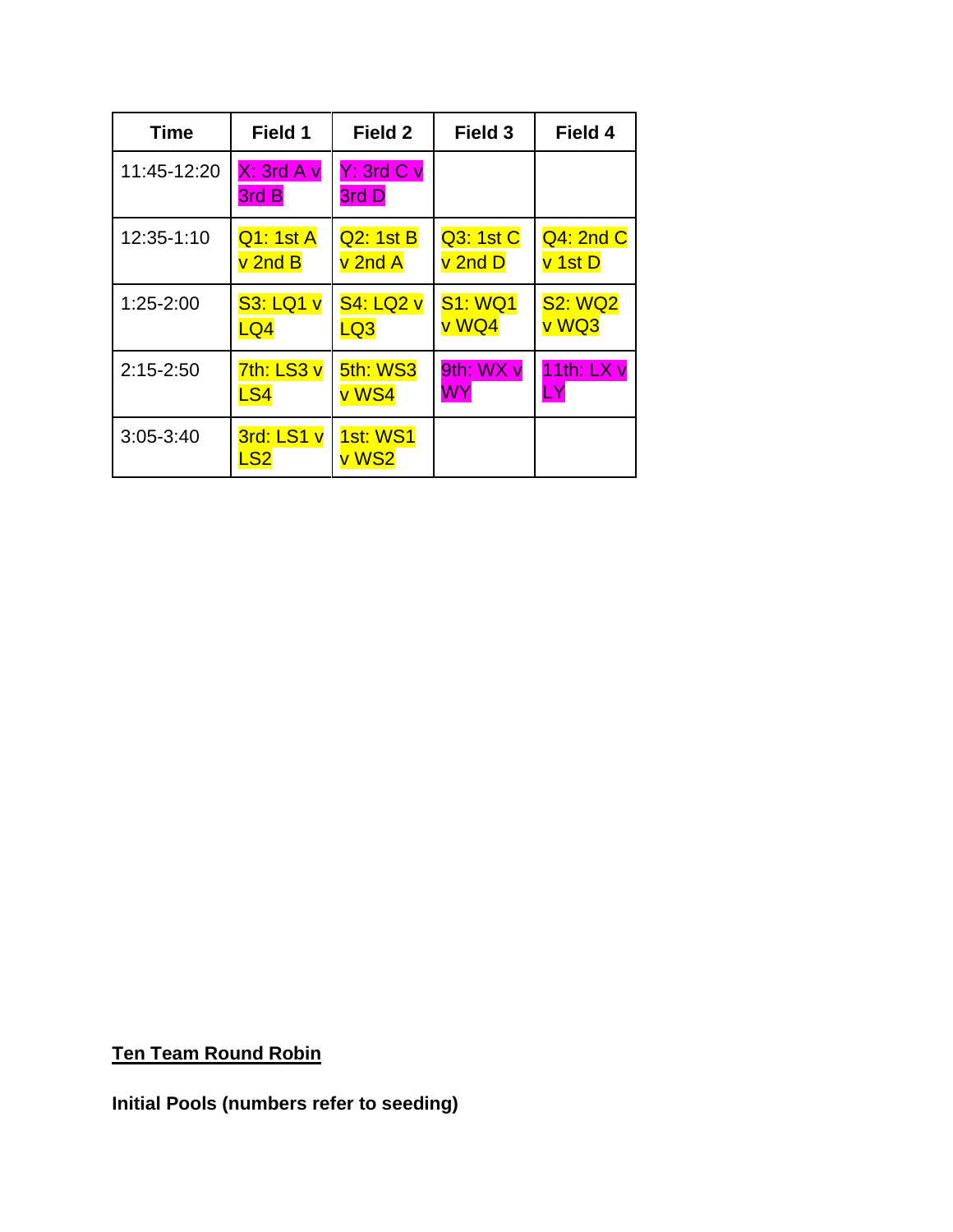| Time | Field 1 | Field 2 | Field 3 | Field 4 |
|---|---|---|---|---|
| 11:45-12:20 | X: 3rd A v 3rd B | Y: 3rd C v 3rd D | | |
| 12:35-1:10 | Q1: 1st A v 2nd B | Q2: 1st B v 2nd A | Q3: 1st C v 2nd D | Q4: 2nd C v 1st D |
| 1:25-2:00 | S3: LQ1 v LQ4 | S4: LQ2 v LQ3 | S1: WQ1 v WQ4 | S2: WQ2 v WQ3 |
| 2:15-2:50 | 7th: LS3 v LS4 | 5th: WS3 v WS4 | 9th: WX v WY | 11th: LX v LY |
| 3:05-3:40 | 3rd: LS1 v LS2 | 1st: WS1 v WS2 | | |

**Ten Team Round Robin**

**Initial Pools (numbers refer to seeding)**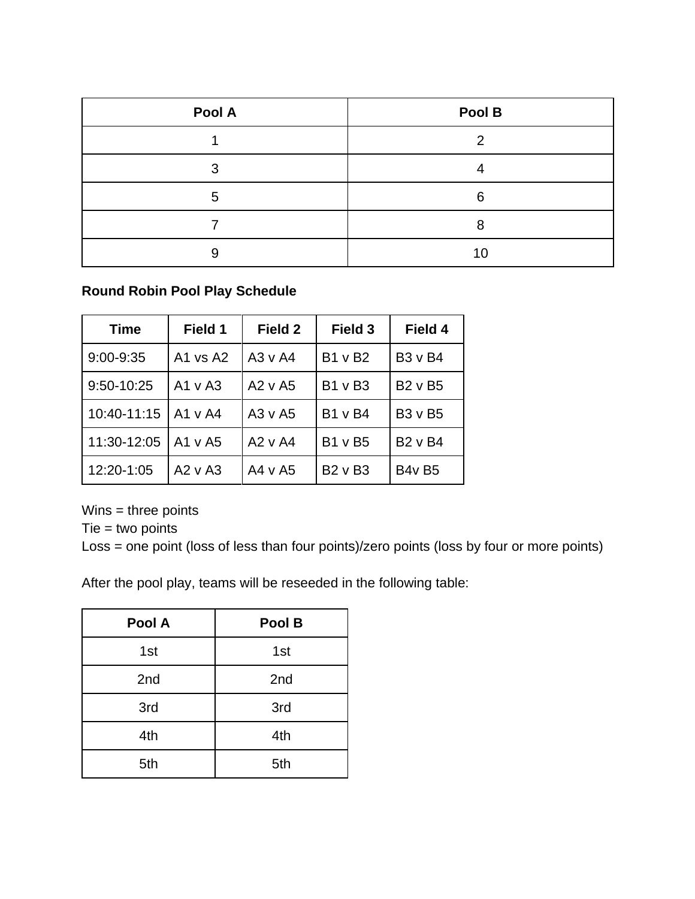| Pool A | Pool B |
|---|---|
| 1 | 2 |
| 3 | 4 |
| 5 | 6 |
| 7 | 8 |
| 9 | 10 |

**Round Robin Pool Play Schedule**

| Time | Field 1 | Field 2 | Field 3 | Field 4 |
|---|---|---|---|---|
| 9:00-9:35 | A1 vs A2 | A3 v A4 | B1 v B2 | B3 v B4 |
| 9:50-10:25 | A1 v A3 | A2 v A5 | B1 v B3 | B2 v B5 |
| 10:40-11:15 | A1 v A4 | A3 v A5 | B1 v B4 | B3 v B5 |
| 11:30-12:05 | A1 v A5 | A2 v A4 | B1 v B5 | B2 v B4 |
| 12:20-1:05 | A2 v A3 | A4 v A5 | B2 v B3 | B4v B5 |

Wins = three points
Tie = two points
Loss = one point (loss of less than four points)/zero points (loss by four or more points)

After the pool play, teams will be reseeded in the following table:

| Pool A | Pool B |
|---|---|
| 1st | 1st |
| 2nd | 2nd |
| 3rd | 3rd |
| 4th | 4th |
| 5th | 5th |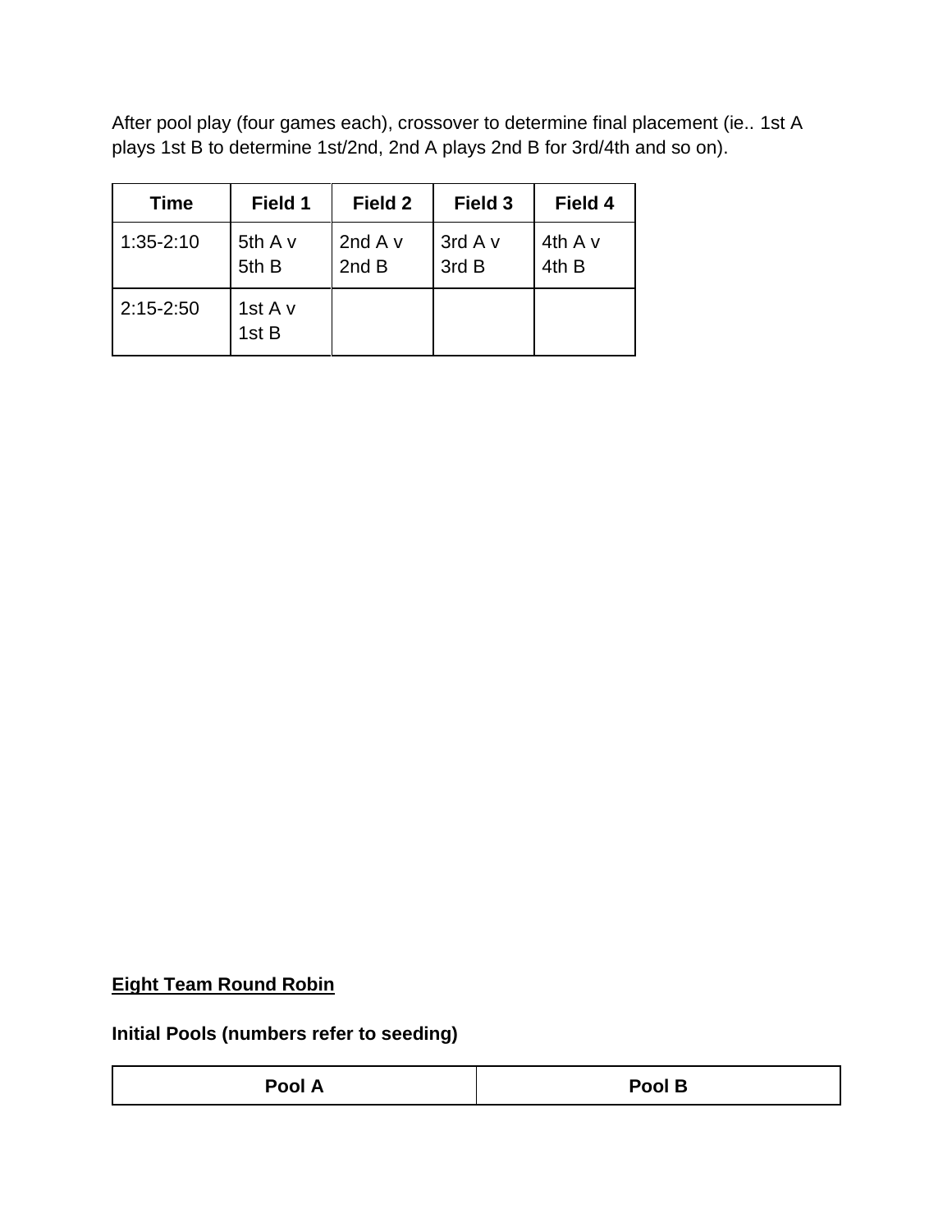After pool play (four games each), crossover to determine final placement (ie.. 1st A plays 1st B to determine 1st/2nd, 2nd A plays 2nd B for 3rd/4th and so on).

| Time | Field 1 | Field 2 | Field 3 | Field 4 |
|---|---|---|---|---|
| 1:35-2:10 | 5th A v 5th B | 2nd A v 2nd B | 3rd A v 3rd B | 4th A v 4th B |
| 2:15-2:50 | 1st A v 1st B | | | |

**<u>Eight Team Round Robin</u>**

**Initial Pools (numbers refer to seeding)**

| Pool A | Pool B |
|---|---|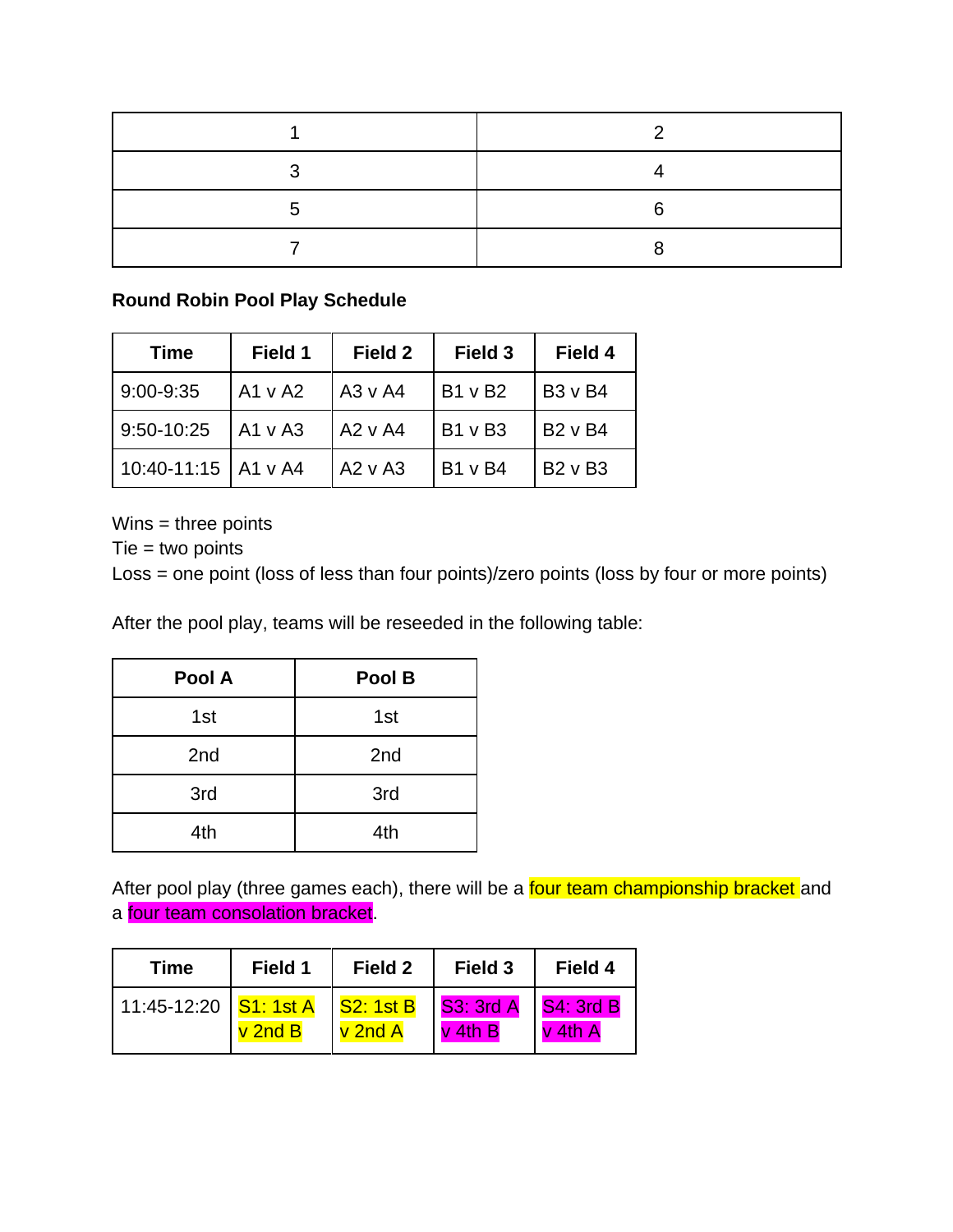| 1 | 2 |
|---|---|
| 3 | 4 |
| 5 | 6 |
| 7 | 8 |

**Round Robin Pool Play Schedule**

| Time | Field 1 | Field 2 | Field 3 | Field 4 |
|---|---|---|---|---|
| 9:00-9:35 | A1 v A2 | A3 v A4 | B1 v B2 | B3 v B4 |
| 9:50-10:25 | A1 v A3 | A2 v A4 | B1 v B3 | B2 v B4 |
| 10:40-11:15 | A1 v A4 | A2 v A3 | B1 v B4 | B2 v B3 |

Wins = three points
Tie = two points
Loss = one point (loss of less than four points)/zero points (loss by four or more points)

After the pool play, teams will be reseeded in the following table:

| Pool A | Pool B |
|---|---|
| 1st | 1st |
| 2nd | 2nd |
| 3rd | 3rd |
| 4th | 4th |

After pool play (three games each), there will be a four team championship bracket and a four team consolation bracket.

| Time | Field 1 | Field 2 | Field 3 | Field 4 |
|---|---|---|---|---|
| 11:45-12:20 | S1: 1st A v 2nd B | S2: 1st B v 2nd A | S3: 3rd A v 4th B | S4: 3rd B v 4th A |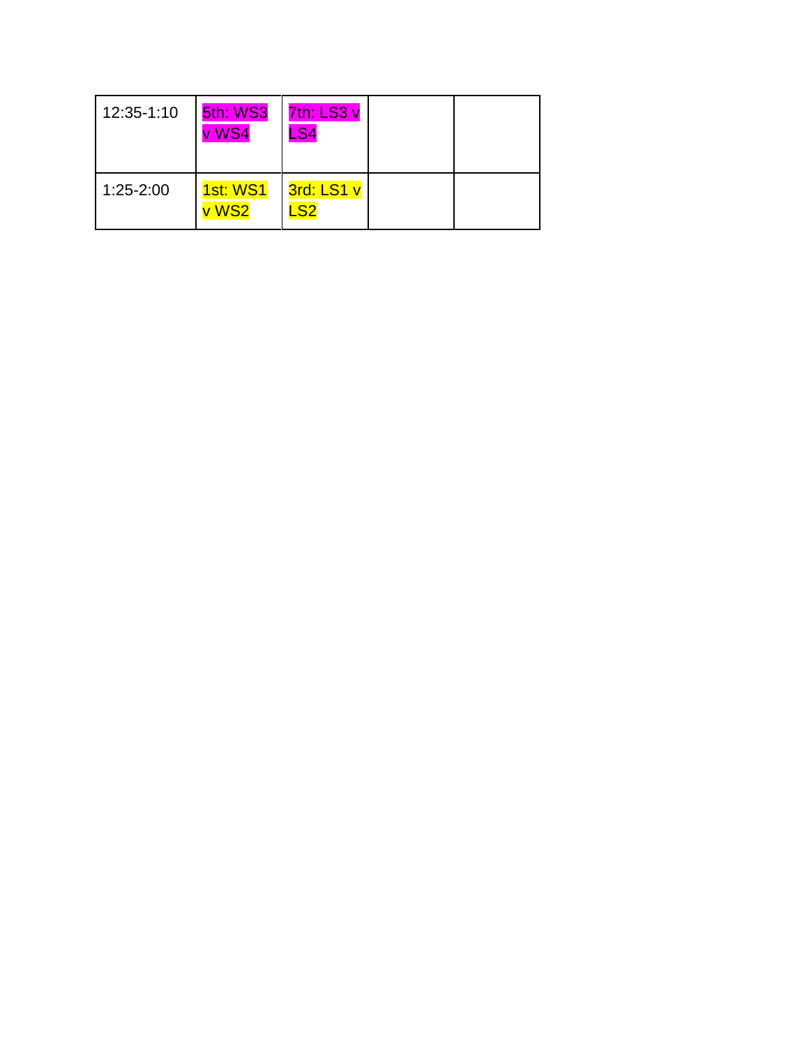| 12:35-1:10 | 5th: WS3 v WS4 | 7th: LS3 v LS4 | | |
| --- | --- | --- | --- | --- |
| 1:25-2:00 | 1st: WS1 v WS2 | 3rd: LS1 v LS2 | | |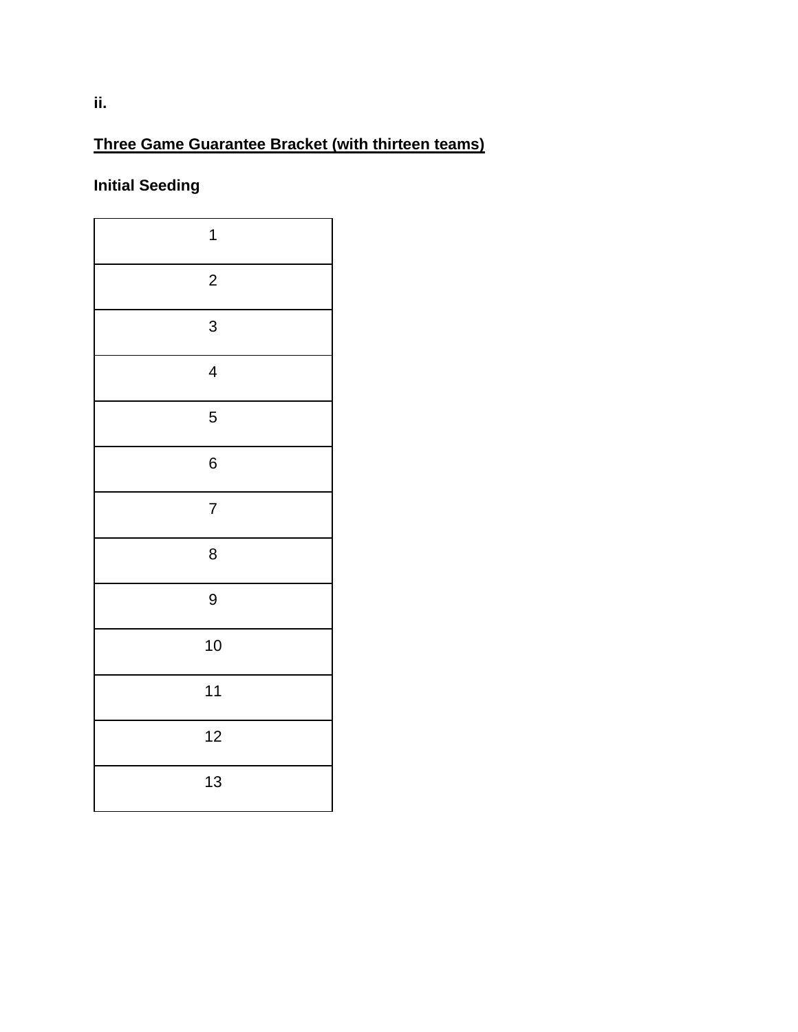**ii.**

**<u>Three Game Guarantee Bracket (with thirteen teams)</u>**

**Initial Seeding**

| 1 |
|---|
| 2 |
| 3 |
| 4 |
| 5 |
| 6 |
| 7 |
| 8 |
| 9 |
| 10 |
| 11 |
| 12 |
| 13 |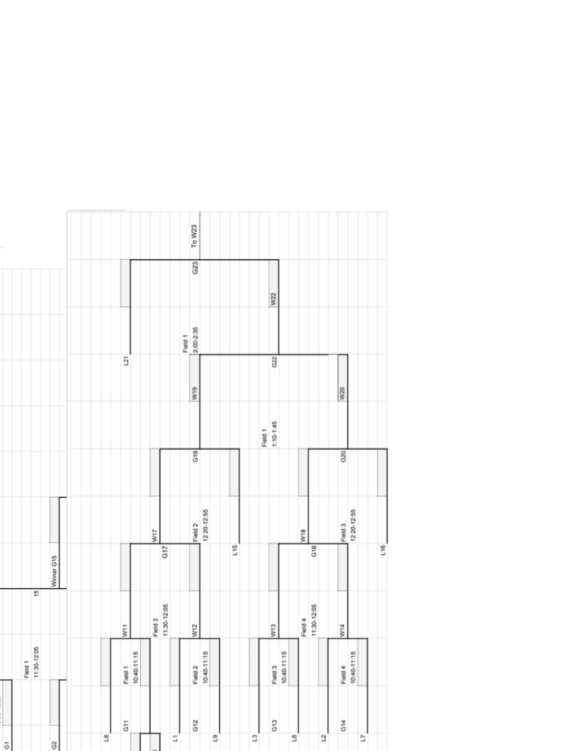G1

G2

Field 1
11:30-12:05

15

Winner G15

L8

G11

Field 1
10:40-11:15

W11

Field 3
11:30-12:05

L1

G12

Field 2
10:40-11:15

W12

L9

G17

W17

Field 2
12:20-12:55

G19

L15

L3

G13

Field 3
10:40-11:15

W13

Field 4
11:30-12:05

L6

L2

G14

Field 4
10:40-11:15

W14

L7

G18

W18

Field 3
12:20-12:55

G20

L16

W19

Field 1
1:10-1:45

W20

G22

Field 1
2:00-2:35

L21

W22

G23

To W23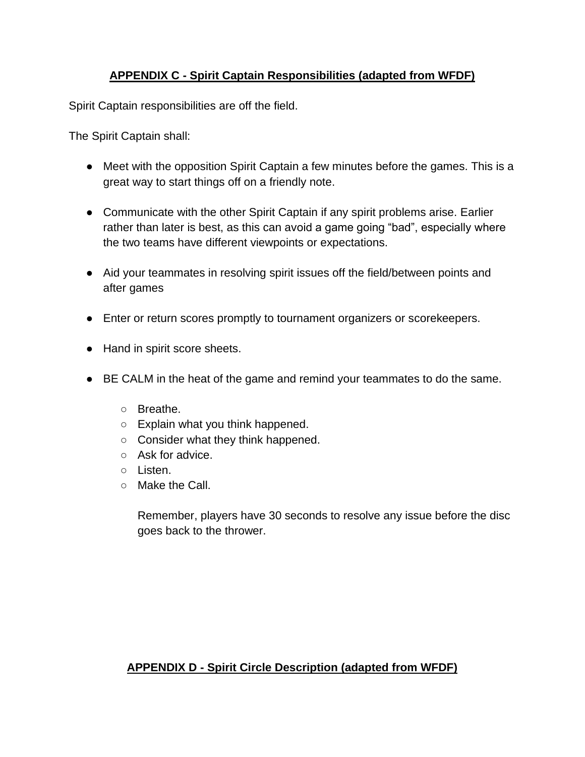## **APPENDIX C - Spirit Captain Responsibilities (adapted from WFDF)**

Spirit Captain responsibilities are off the field.

The Spirit Captain shall:

- Meet with the opposition Spirit Captain a few minutes before the games. This is a great way to start things off on a friendly note.

- Communicate with the other Spirit Captain if any spirit problems arise. Earlier rather than later is best, as this can avoid a game going "bad", especially where the two teams have different viewpoints or expectations.

- Aid your teammates in resolving spirit issues off the field/between points and after games

- Enter or return scores promptly to tournament organizers or scorekeepers.

- Hand in spirit score sheets.

- BE CALM in the heat of the game and remind your teammates to do the same.
  - Breathe.
  - Explain what you think happened.
  - Consider what they think happened.
  - Ask for advice.
  - Listen.
  - Make the Call.

  Remember, players have 30 seconds to resolve any issue before the disc goes back to the thrower.

## **APPENDIX D - Spirit Circle Description (adapted from WFDF)**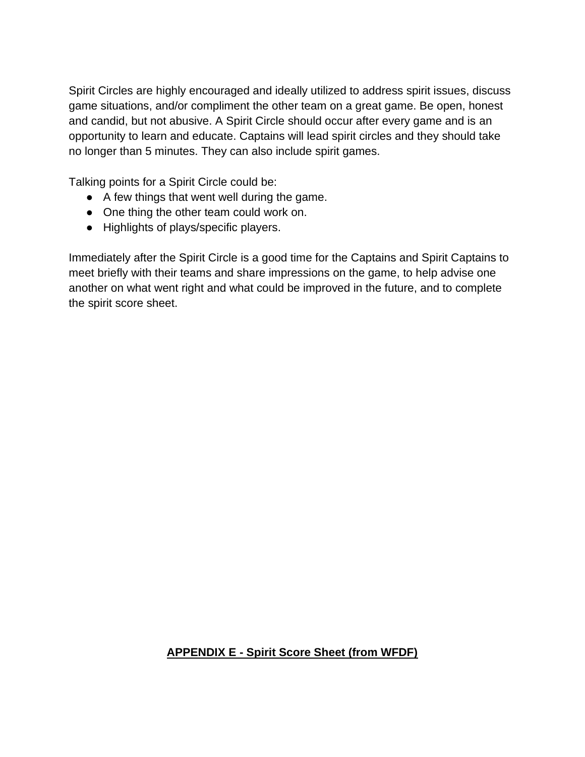Spirit Circles are highly encouraged and ideally utilized to address spirit issues, discuss game situations, and/or compliment the other team on a great game. Be open, honest and candid, but not abusive. A Spirit Circle should occur after every game and is an opportunity to learn and educate. Captains will lead spirit circles and they should take no longer than 5 minutes. They can also include spirit games.

Talking points for a Spirit Circle could be:

- A few things that went well during the game.
- One thing the other team could work on.
- Highlights of plays/specific players.

Immediately after the Spirit Circle is a good time for the Captains and Spirit Captains to meet briefly with their teams and share impressions on the game, to help advise one another on what went right and what could be improved in the future, and to complete the spirit score sheet.

## **APPENDIX E - Spirit Score Sheet (from WFDF)**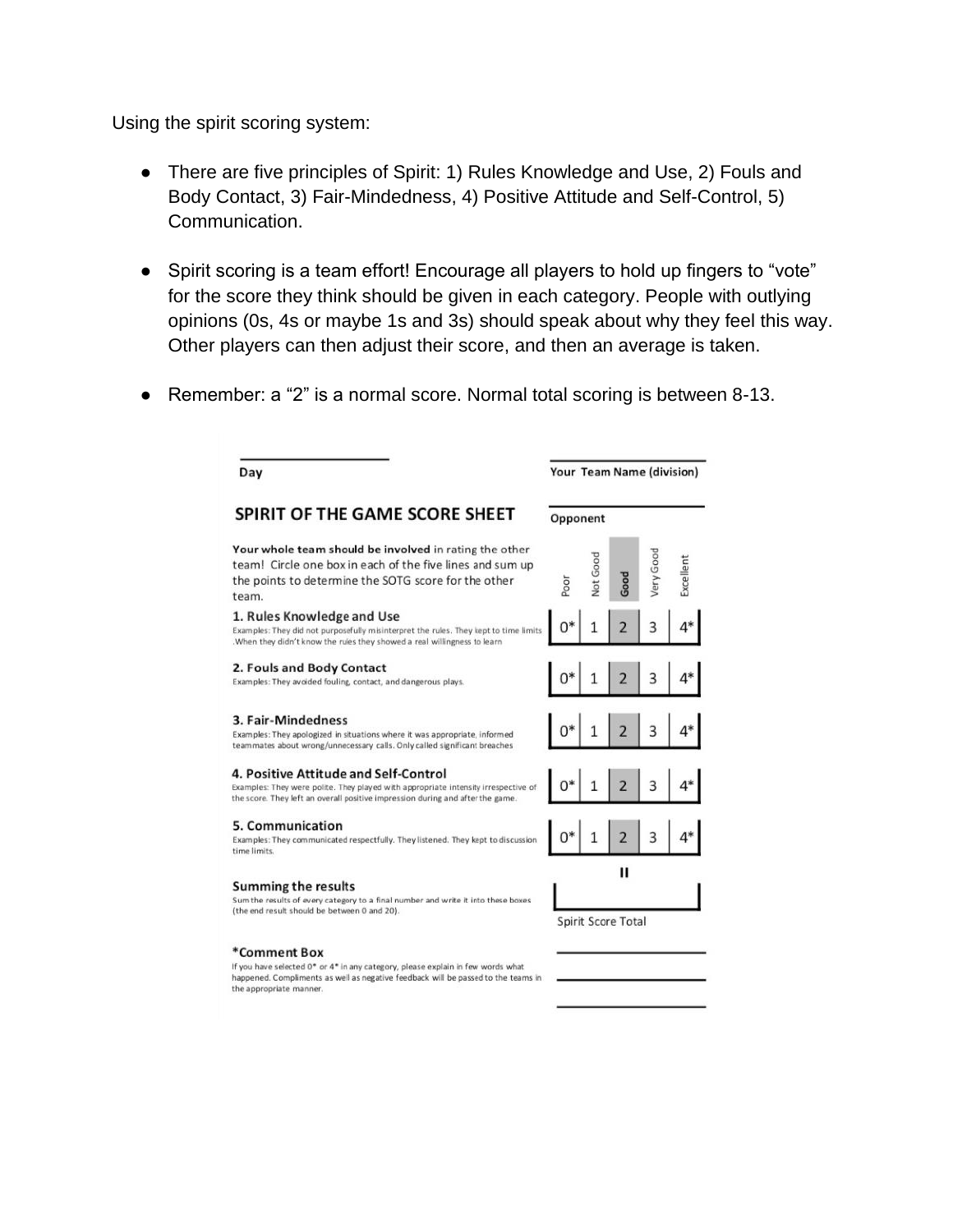Using the spirit scoring system:

- There are five principles of Spirit: 1) Rules Knowledge and Use, 2) Fouls and Body Contact, 3) Fair-Mindedness, 4) Positive Attitude and Self-Control, 5) Communication.
- Spirit scoring is a team effort! Encourage all players to hold up fingers to "vote" for the score they think should be given in each category. People with outlying opinions (0s, 4s or maybe 1s and 3s) should speak about why they feel this way. Other players can then adjust their score, and then an average is taken.
- Remember: a "2" is a normal score. Normal total scoring is between 8-13.

Day ____________________

Your Team Name (division) ____________________

Opponent ____________________

## SPIRIT OF THE GAME SCORE SHEET

**Your whole team should be involved** in rating the other team! Circle one box in each of the five lines and sum up the points to determine the SOTG score for the other team.

| | Poor | Not Good | Good | Very Good | Excellent |
|---|---|---|---|---|---|
| **1. Rules Knowledge and Use**<br>Examples: They did not purposefully misinterpret the rules. They kept to time limits. When they didn't know the rules they showed a real willingness to learn | 0* | 1 | 2 | 3 | 4* |
| **2. Fouls and Body Contact**<br>Examples: They avoided fouling, contact, and dangerous plays. | 0* | 1 | 2 | 3 | 4* |
| **3. Fair-Mindedness**<br>Examples: They apologized in situations where it was appropriate, informed teammates about wrong/unnecessary calls. Only called significant breaches | 0* | 1 | 2 | 3 | 4* |
| **4. Positive Attitude and Self-Control**<br>Examples: They were polite. They played with appropriate intensity irrespective of the score. They left an overall positive impression during and after the game. | 0* | 1 | 2 | 3 | 4* |
| **5. Communication**<br>Examples: They communicated respectfully. They listened. They kept to discussion time limits. | 0* | 1 | 2 | 3 | 4* |

**Summing the results**
Sum the results of every category to a final number and write it into these boxes (the end result should be between 0 and 20).

= ____________________

Spirit Score Total

**\*Comment Box**
If you have selected 0* or 4* in any category, please explain in few words what happened. Compliments as well as negative feedback will be passed to the teams in the appropriate manner.

____________________

____________________

____________________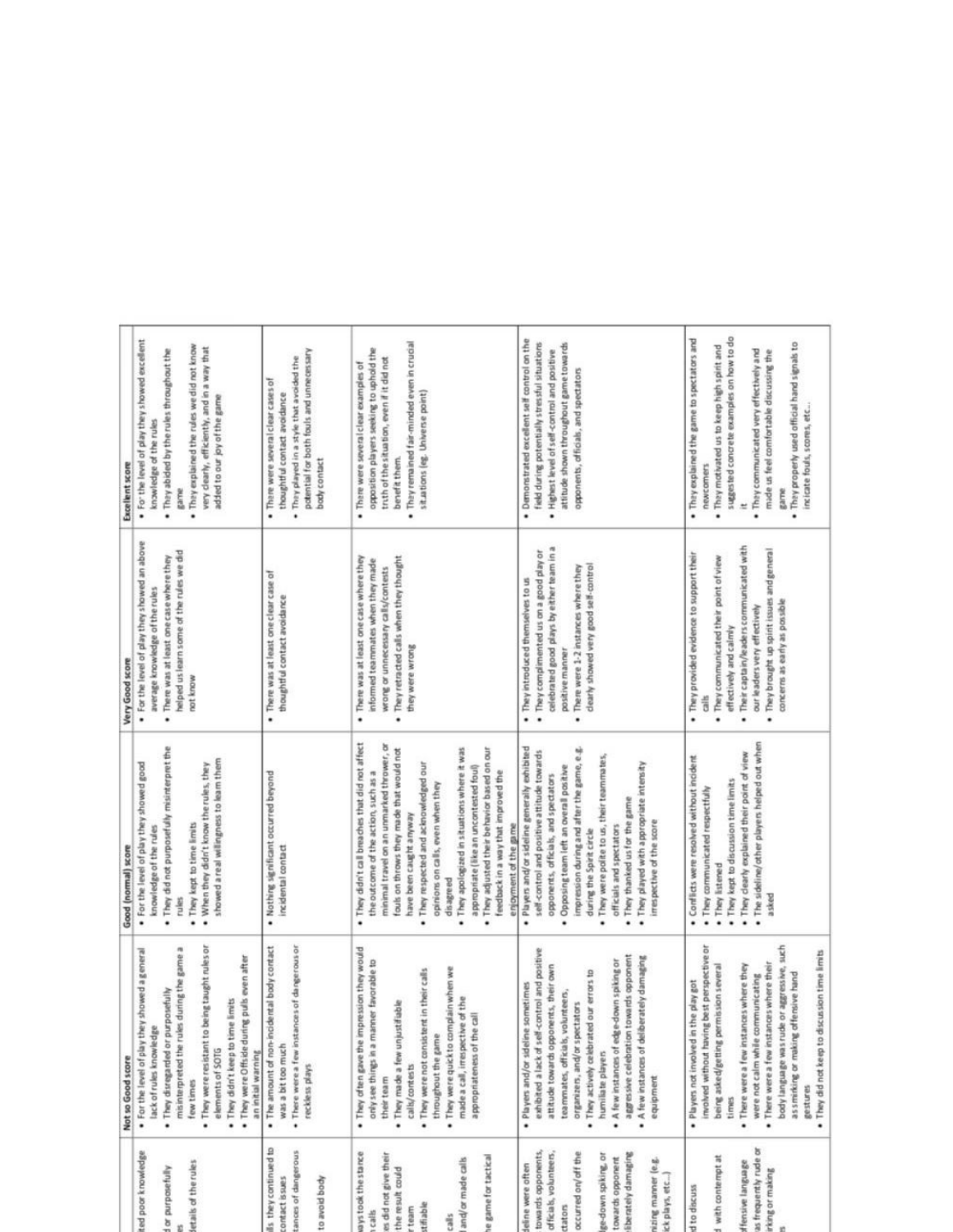| | Not so Good score | Good (normal) score | Very Good score | Excellent score |
|---|---|---|---|---|
| ...ited poor knowledge<br>...d or purposefully<br>...s<br>...details of the rules | • For the level of play they showed a general lack of rules knowledge<br>• They disregarded or purposefully misinterpreted the rules during the game a few times<br>• They were resistant to being taught rules or elements of SOTG<br>• They didn't keep to time limits<br>• They were Offside during pulls even after an initial warning | • For the level of play they showed good knowledge of the rules<br>• They did not purposefully misinterpret the rules<br>• They kept to time limits<br>• When they didn't know the rules, they showed a real willingness to learn them | • For the level of play they showed an above average knowledge of the rules<br>• There was at least one case where they helped us learn some of the rules we did not know | • For the level of play they showed excellent knowledge of the rules<br>• They abided by the rules throughout the game<br>• They explained the rules we did not know very clearly, efficiently, and in a way that added to our joy of the game |
| ...ls they continued to<br>...contact issues<br>...tances of dangerous<br>...to avoid body | • The amount of non-incidental body contact was a bit too much<br>• There were a few instances of dangerous or reckless plays | • Nothing significant occurred beyond incidental contact | • There was at least one clear case of thoughtful contact avoidance | • There were several clear cases of thoughtful contact avoidance<br>• They played in a style that avoided the potential for both fouls and unnecessary body contact |
| ...ays took the stance<br>...n calls<br>...es did not give their<br>...the result could<br>...r team<br>...stifiable<br>...calls<br>...l and/or made calls<br>...he game for tactical | • They often gave the impression they would only see things in a manner favorable to their team<br>• They made a few unjustifiable calls/contests<br>• They were not consistent in their calls throughout the game<br>• They were quick to complain when we made a call, irrespective of the appropriateness of the call | • They didn't call breaches that did not affect the outcome of the action, such as a minimal travel on an unmarked thrower, or fouls on throws they made that would not have been caught anyway<br>• They respected and acknowledged our opinions on calls, even when they disagreed<br>• They apologized in situations where it was appropriate (like an uncontested foul)<br>• They adjusted their behavior based on our feedback in a way that improved the enjoyment of the game | • There was at least one case where they informed teammates when they made wrong or unnecessary calls/contests<br>• They retracted calls when they thought they were wrong | • There were several clear examples of opposition players seeking to uphold the truth of the situation, even if it did not benefit them.<br>• They remained fair-minded even in crucial situations (eg. Universe point) |
| ...deline were often<br>...towards opponents,<br>...officials, volunteers,<br>...ctators<br>...occurred on/off the<br>...ge-down spiking, or<br>...towards opponent<br>...liberately damaging<br>...nizing manner (e.g.<br>...ick plays, etc...) | • Players and/or sideline sometimes exhibited a lack of self-control and positive attitude towards opponents, their own teammates, officials, volunteers, organizers, and/or spectators<br>• They actively celebrated our errors to humiliate players<br>• A few instances of edge-down spiking or aggressive celebration towards opponent<br>• A few instances of deliberately damaging equipment | • Players and/or sideline generally exhibited self-control and positive attitude towards opponents, officials, and spectators<br>• Opposing team left an overall positive impression during and after the game, e.g. during the Spirit circle<br>• They were polite to us, their teammates, officials and spectators<br>• They thanked us for the game<br>• They played with appropriate intensity irrespective of the score | • They introduced themselves to us<br>• They complimented us on a good play or celebrated good plays by either team in a positive manner<br>• There were 1-2 instances where they clearly showed very good self-control | • Demonstrated excellent self control on the field during potentially stressful situations<br>• Highest level of self-control and positive attitude shown throughout game towards opponents, officials, and spectators |
| ...d to discuss<br>...d with contempt at<br>...ffensive language<br>...as frequently rude or<br>...rking or making<br>...s | • Players not involved in the play got involved without having best perspective or being asked/getting permission several times<br>• There were a few instances where they were not calm while communicating<br>• There were a few instances where their body language was rude or aggressive, such as smirking or making offensive hand gestures<br>• They did not keep to discussion time limits | • Conflicts were resolved without incident<br>• They communicated respectfully<br>• They listened<br>• They kept to discussion time limits<br>• They clearly explained their point of view<br>• The sideline/other players helped out when asked | • They provided evidence to support their calls<br>• They communicated their point of view effectively and calmly<br>• Their captain/leaders communicated with our leaders very effectively<br>• They brought up spirit issues and general concerns as early as possible | • They explained the game to spectators and newcomers<br>• They motivated us to keep high spirit and suggested concrete examples on how to do it<br>• They communicated very effectively and made us feel comfortable discussing the game<br>• They properly used official hand signals to indicate fouls, scores, etc... |